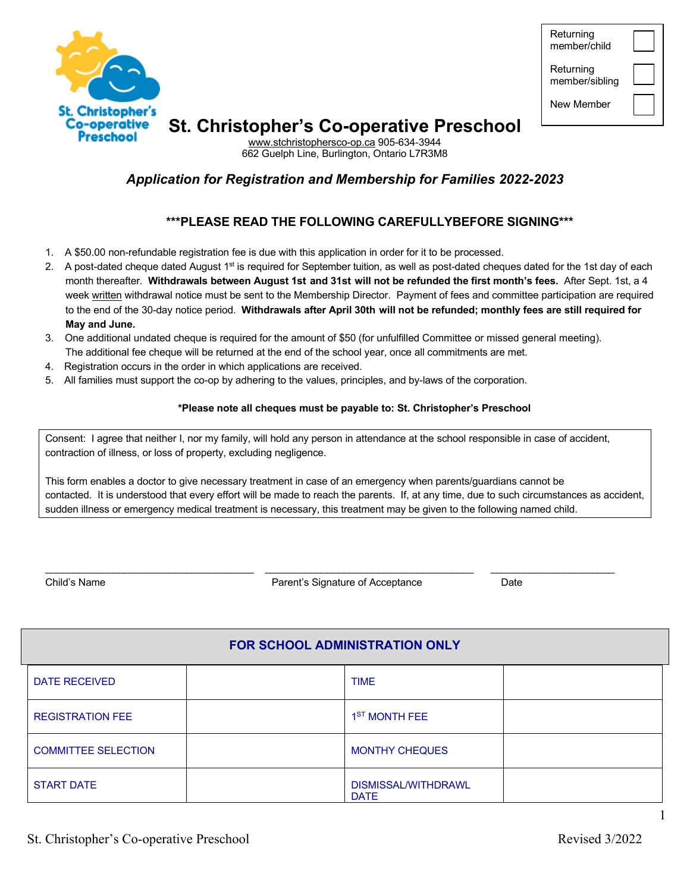| | |
|---|---|
| Returning member/child | ☐ |
| Returning member/sibling | ☐ |
| New Member | ☐ |

# St. Christopher's Co-operative Preschool

www.stchristophersco-op.ca 905-634-3944
662 Guelph Line, Burlington, Ontario L7R3M8

## *Application for Registration and Membership for Families 2022-2023*

### \*\*\*PLEASE READ THE FOLLOWING CAREFULLYBEFORE SIGNING\*\*\*

1. A $50.00 non-refundable registration fee is due with this application in order for it to be processed.
2. A post-dated cheque dated August 1st is required for September tuition, as well as post-dated cheques dated for the 1st day of each month thereafter. **Withdrawals between August 1st and 31st will not be refunded the first month's fees.** After Sept. 1st, a 4 week written withdrawal notice must be sent to the Membership Director. Payment of fees and committee participation are required to the end of the 30-day notice period. **Withdrawals after April 30th will not be refunded; monthly fees are still required for May and June.**
3. One additional undated cheque is required for the amount of $50 (for unfulfilled Committee or missed general meeting). The additional fee cheque will be returned at the end of the school year, once all commitments are met.
4. Registration occurs in the order in which applications are received.
5. All families must support the co-op by adhering to the values, principles, and by-laws of the corporation.

**\*Please note all cheques must be payable to: St. Christopher's Preschool**

Consent: I agree that neither I, nor my family, will hold any person in attendance at the school responsible in case of accident, contraction of illness, or loss of property, excluding negligence.

This form enables a doctor to give necessary treatment in case of an emergency when parents/guardians cannot be contacted. It is understood that every effort will be made to reach the parents. If, at any time, due to such circumstances as accident, sudden illness or emergency medical treatment is necessary, this treatment may be given to the following named child.

\_\_\_\_\_\_\_\_\_\_\_\_\_\_\_\_\_\_\_\_\_\_\_\_\_\_\_\_\_\_\_\_ \_\_\_\_\_\_\_\_\_\_\_\_\_\_\_\_\_\_\_\_\_\_\_\_\_\_\_\_\_\_\_\_ \_\_\_\_\_\_\_\_\_\_\_\_\_\_\_\_\_\_\_\_

Child's Name Parent's Signature of Acceptance Date

### FOR SCHOOL ADMINISTRATION ONLY

| | | | |
|---|---|---|---|
| DATE RECEIVED | | TIME | |
| REGISTRATION FEE | | 1ST MONTH FEE | |
| COMMITTEE SELECTION | | MONTHY CHEQUES | |
| START DATE | | DISMISSAL/WITHDRAWL DATE | |

St. Christopher's Co-operative Preschool Revised 3/2022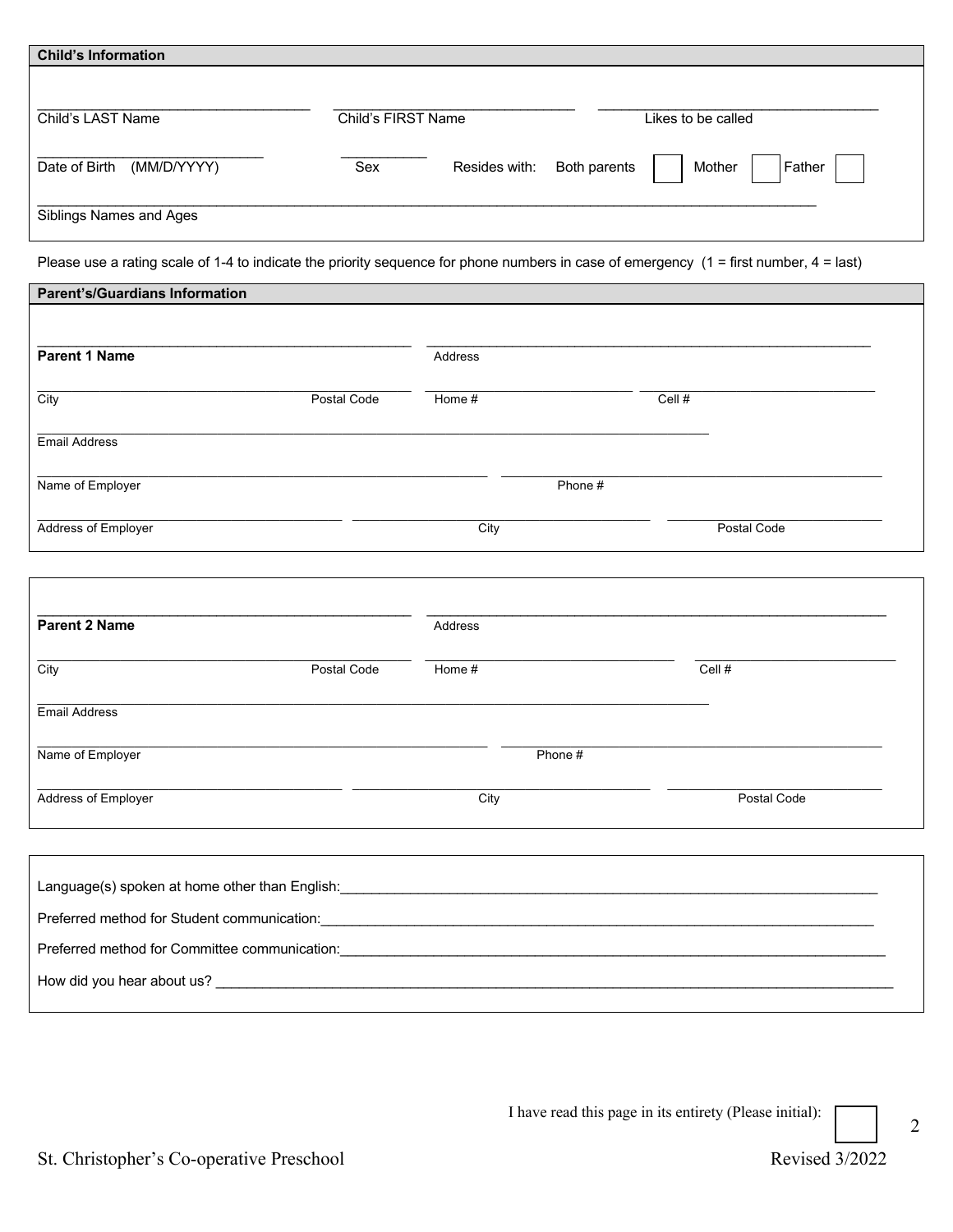## Child's Information

Child's LAST Name ____________________ Child's FIRST Name ____________________ Likes to be called ____________________

Date of Birth (MM/D/YYYY) ____________________ Sex ________ Resides with: Both parents ☐ Mother ☐ Father ☐

Siblings Names and Ages ________________________________________

Please use a rating scale of 1-4 to indicate the priority sequence for phone numbers in case of emergency (1 = first number, 4 = last)

## Parent's/Guardians Information

**Parent 1 Name** ____________________ Address ____________________

City ____________________ Postal Code ________ Home # ____________________ Cell # ____________________

Email Address ________________________________________

Name of Employer ____________________ Phone # ____________________

Address of Employer ____________________ City ____________________ Postal Code ________

**Parent 2 Name** ____________________ Address ____________________

City ____________________ Postal Code ________ Home # ____________________ Cell # ____________________

Email Address ________________________________________

Name of Employer ____________________ Phone # ____________________

Address of Employer ____________________ City ____________________ Postal Code ________

Language(s) spoken at home other than English: ________________________________________

Preferred method for Student communication: ________________________________________

Preferred method for Committee communication: ________________________________________

How did you hear about us? ________________________________________

I have read this page in its entirety (Please initial): ☐

St. Christopher's Co-operative Preschool

Revised 3/2022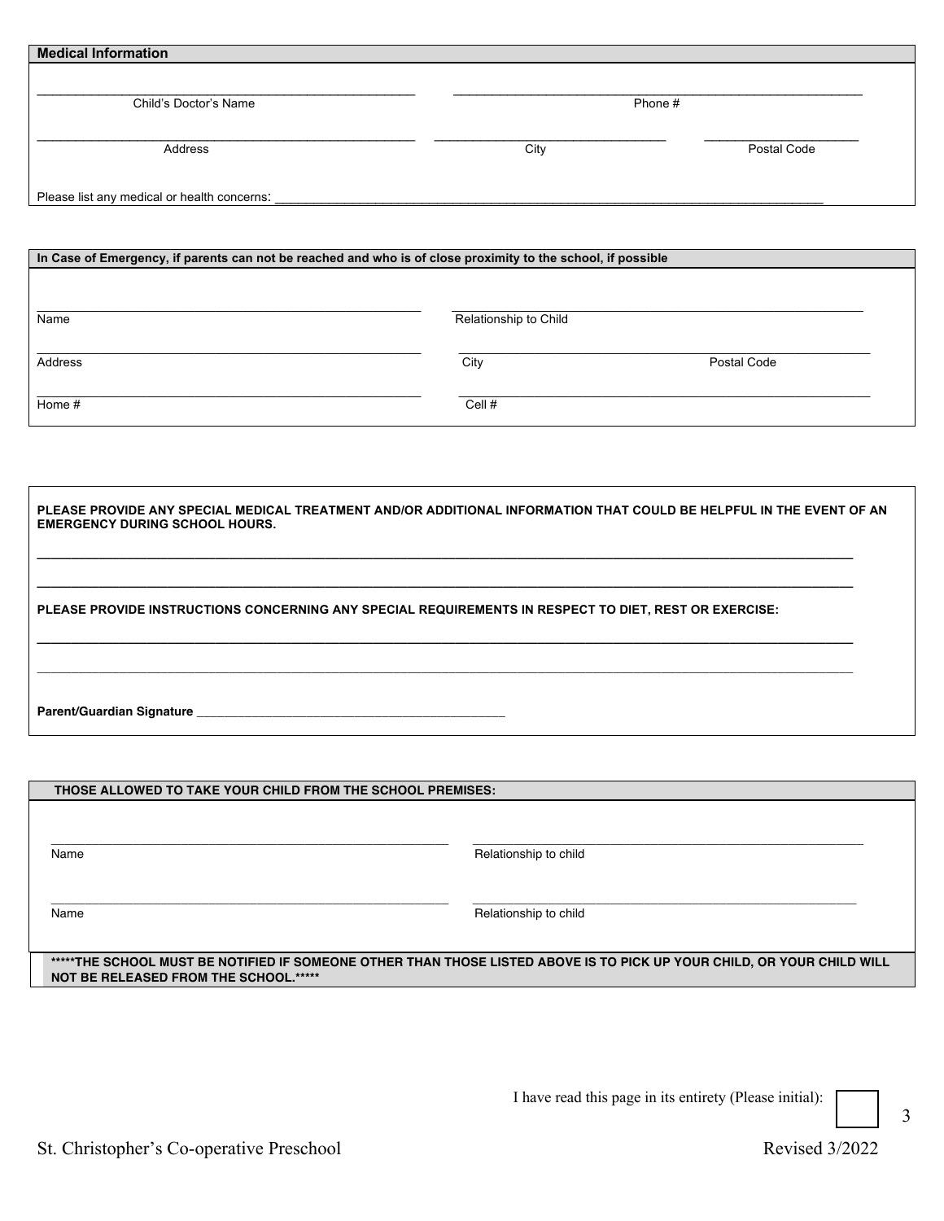## Medical Information

| | | |
|---|---|---|
| Child's Doctor's Name | Phone # | |
| Address | City | Postal Code |

Please list any medical or health concerns: ____________________________________________

## In Case of Emergency, if parents can not be reached and who is of close proximity to the school, if possible

| | | |
|---|---|---|
| Name | Relationship to Child | |
| Address | City | Postal Code |
| Home # | Cell # | |

**PLEASE PROVIDE ANY SPECIAL MEDICAL TREATMENT AND/OR ADDITIONAL INFORMATION THAT COULD BE HELPFUL IN THE EVENT OF AN EMERGENCY DURING SCHOOL HOURS.**

____________________________________________

____________________________________________

**PLEASE PROVIDE INSTRUCTIONS CONCERNING ANY SPECIAL REQUIREMENTS IN RESPECT TO DIET, REST OR EXERCISE:**

____________________________________________

____________________________________________

**Parent/Guardian Signature** ______________________________

## THOSE ALLOWED TO TAKE YOUR CHILD FROM THE SCHOOL PREMISES:

| | |
|---|---|
| Name | Relationship to child |
| Name | Relationship to child |

**\*\*\*\*\*THE SCHOOL MUST BE NOTIFIED IF SOMEONE OTHER THAN THOSE LISTED ABOVE IS TO PICK UP YOUR CHILD, OR YOUR CHILD WILL NOT BE RELEASED FROM THE SCHOOL.\*\*\*\*\***

I have read this page in its entirety (Please initial): ☐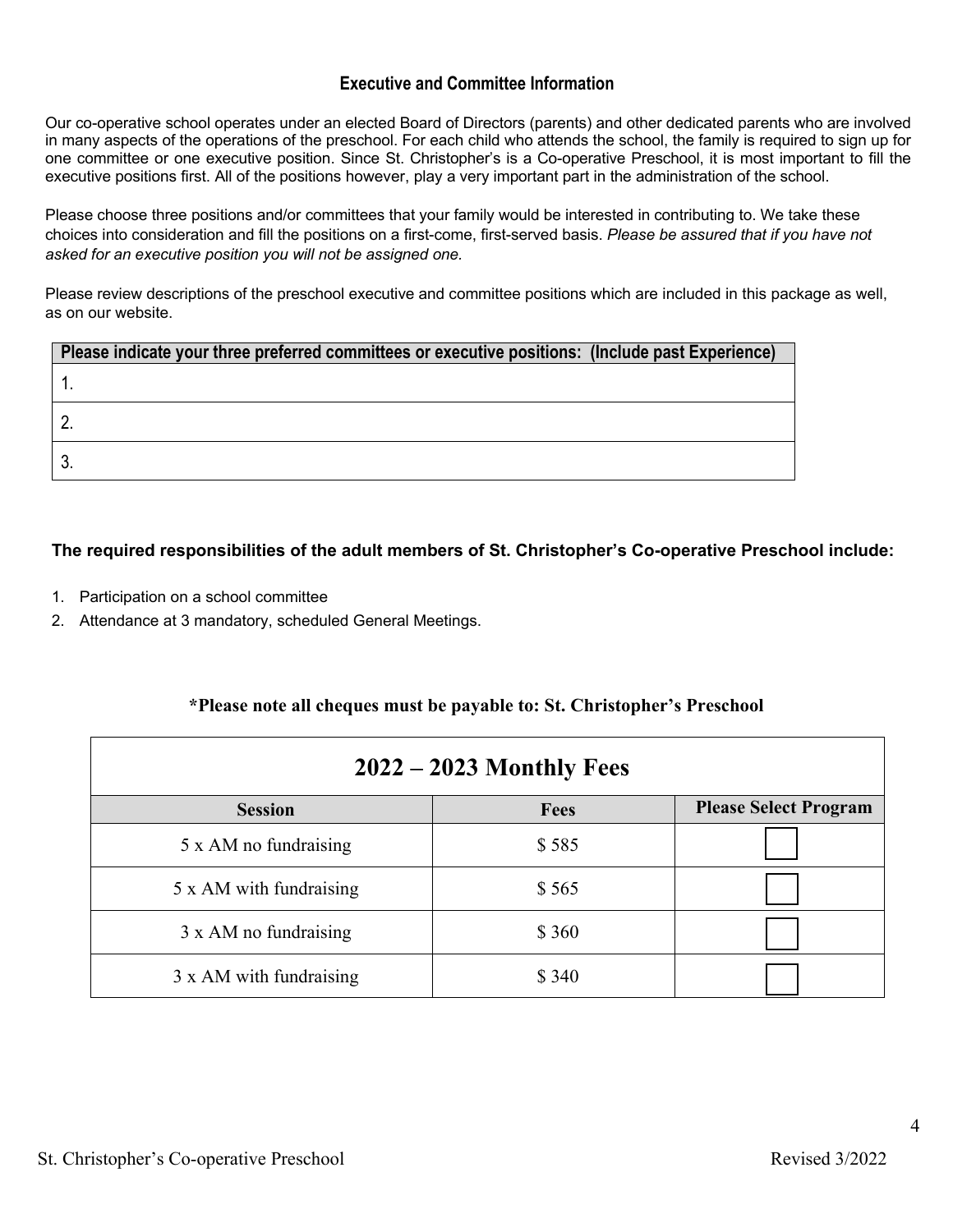## Executive and Committee Information

Our co-operative school operates under an elected Board of Directors (parents) and other dedicated parents who are involved in many aspects of the operations of the preschool. For each child who attends the school, the family is required to sign up for one committee or one executive position. Since St. Christopher's is a Co-operative Preschool, it is most important to fill the executive positions first. All of the positions however, play a very important part in the administration of the school.

Please choose three positions and/or committees that your family would be interested in contributing to. We take these choices into consideration and fill the positions on a first-come, first-served basis. *Please be assured that if you have not asked for an executive position you will not be assigned one.*

Please review descriptions of the preschool executive and committee positions which are included in this package as well, as on our website.

| Please indicate your three preferred committees or executive positions: (Include past Experience) |
|---|
| 1. |
| 2. |
| 3. |

**The required responsibilities of the adult members of St. Christopher's Co-operative Preschool include:**

1. Participation on a school committee
2. Attendance at 3 mandatory, scheduled General Meetings.

**\*Please note all cheques must be payable to: St. Christopher's Preschool**

| 2022 – 2023 Monthly Fees | | |
|---|---|---|
| **Session** | **Fees** | **Please Select Program** |
| 5 x AM no fundraising | $ 585 | ☐ |
| 5 x AM with fundraising | $ 565 | ☐ |
| 3 x AM no fundraising | $ 360 | ☐ |
| 3 x AM with fundraising | $ 340 | ☐ |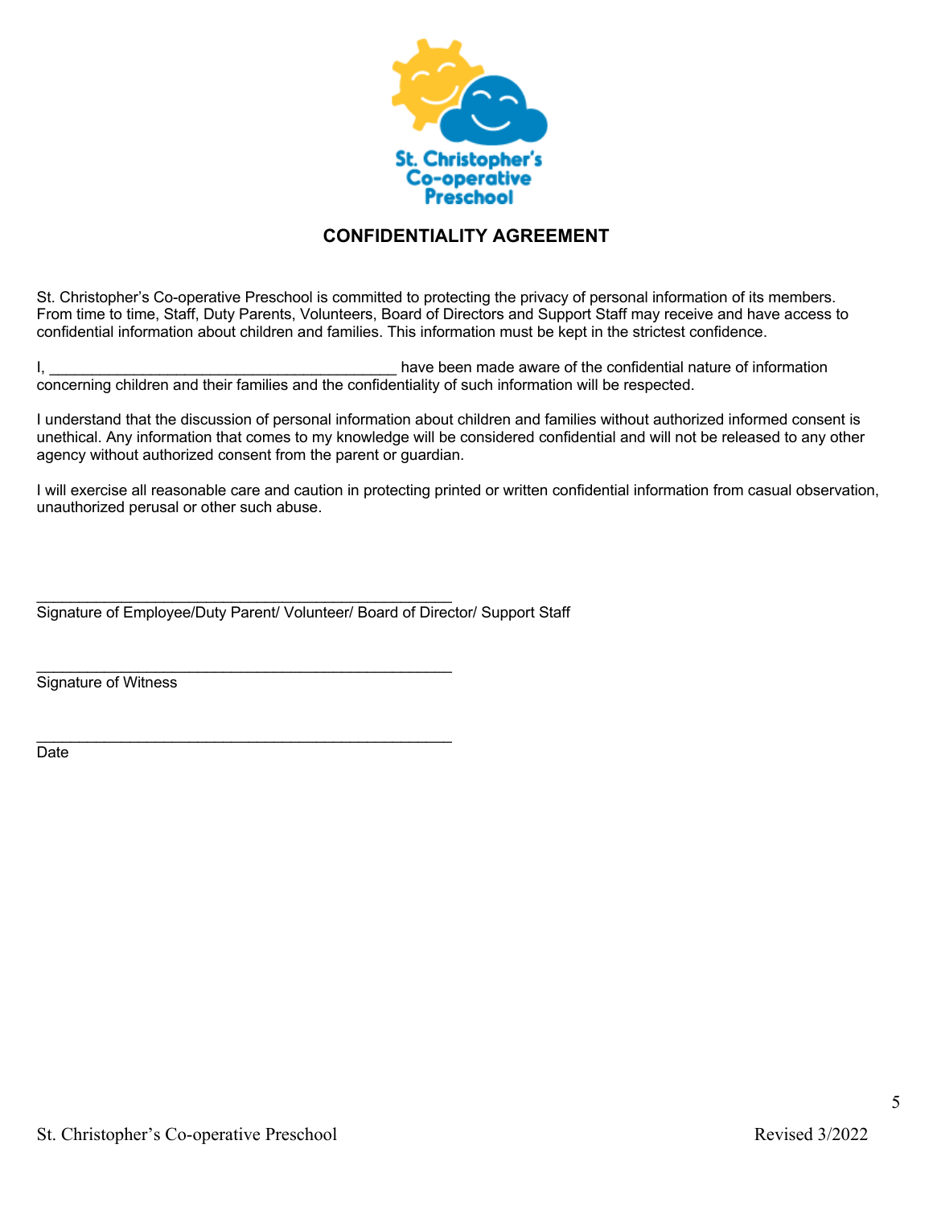# CONFIDENTIALITY AGREEMENT

St. Christopher's Co-operative Preschool is committed to protecting the privacy of personal information of its members. From time to time, Staff, Duty Parents, Volunteers, Board of Directors and Support Staff may receive and have access to confidential information about children and families. This information must be kept in the strictest confidence.

I, ________________________________________ have been made aware of the confidential nature of information concerning children and their families and the confidentiality of such information will be respected.

I understand that the discussion of personal information about children and families without authorized informed consent is unethical. Any information that comes to my knowledge will be considered confidential and will not be released to any other agency without authorized consent from the parent or guardian.

I will exercise all reasonable care and caution in protecting printed or written confidential information from casual observation, unauthorized perusal or other such abuse.

________________________________________________
Signature of Employee/Duty Parent/ Volunteer/ Board of Director/ Support Staff

________________________________________________
Signature of Witness

________________________________________________
Date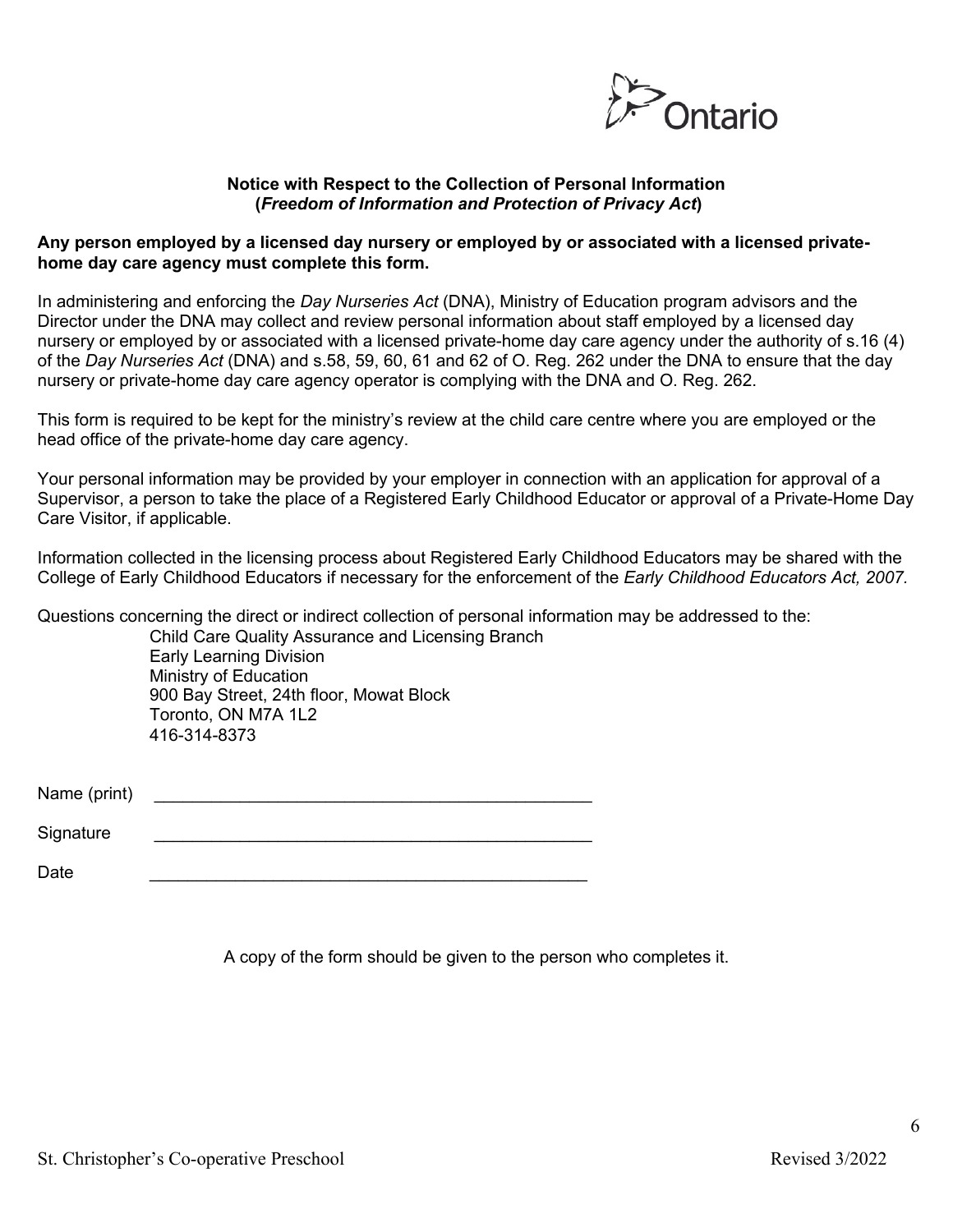Ontario

**Notice with Respect to the Collection of Personal Information**
**(*Freedom of Information and Protection of Privacy Act*)**

**Any person employed by a licensed day nursery or employed by or associated with a licensed private-home day care agency must complete this form.**

In administering and enforcing the *Day Nurseries Act* (DNA), Ministry of Education program advisors and the Director under the DNA may collect and review personal information about staff employed by a licensed day nursery or employed by or associated with a licensed private-home day care agency under the authority of s.16 (4) of the *Day Nurseries Act* (DNA) and s.58, 59, 60, 61 and 62 of O. Reg. 262 under the DNA to ensure that the day nursery or private-home day care agency operator is complying with the DNA and O. Reg. 262.

This form is required to be kept for the ministry's review at the child care centre where you are employed or the head office of the private-home day care agency.

Your personal information may be provided by your employer in connection with an application for approval of a Supervisor, a person to take the place of a Registered Early Childhood Educator or approval of a Private-Home Day Care Visitor, if applicable.

Information collected in the licensing process about Registered Early Childhood Educators may be shared with the College of Early Childhood Educators if necessary for the enforcement of the *Early Childhood Educators Act, 2007.*

Questions concerning the direct or indirect collection of personal information may be addressed to the:

Child Care Quality Assurance and Licensing Branch
Early Learning Division
Ministry of Education
900 Bay Street, 24th floor, Mowat Block
Toronto, ON M7A 1L2
416-314-8373

Name (print) _______________________________________________

Signature _______________________________________________

Date _______________________________________________

A copy of the form should be given to the person who completes it.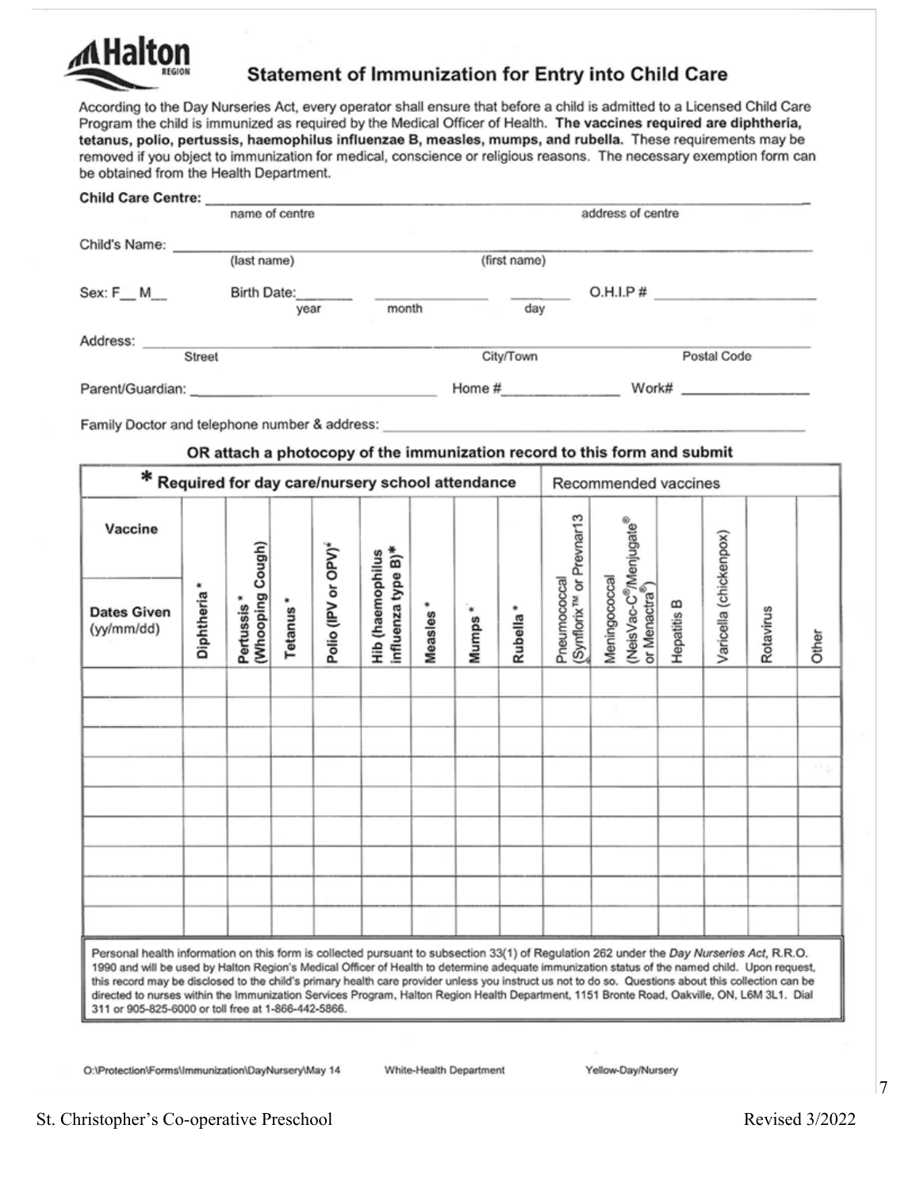# Halton REGION

## Statement of Immunization for Entry into Child Care

According to the Day Nurseries Act, every operator shall ensure that before a child is admitted to a Licensed Child Care Program the child is immunized as required by the Medical Officer of Health. **The vaccines required are diphtheria, tetanus, polio, pertussis, haemophilus influenzae B, measles, mumps, and rubella.** These requirements may be removed if you object to immunization for medical, conscience or religious reasons. The necessary exemption form can be obtained from the Health Department.

**Child Care Centre:** ______________________________________________
name of centre — address of centre

Child's Name: ______________________________________________
(last name) — (first name)

Sex: F__ M__ Birth Date:_______ _______ _______ O.H.I.P # ______________
year — month — day

Address: ______________________________________________
Street — City/Town — Postal Code

Parent/Guardian: ______________________ Home #______________ Work# ______________

Family Doctor and telephone number & address: ______________________________

**OR attach a photocopy of the immunization record to this form and submit**

| * Required for day care/nursery school attendance | | | | | | | | | Recommended vaccines | | | | | |
|---|---|---|---|---|---|---|---|---|---|---|---|---|---|---|
| Vaccine / Dates Given (yy/mm/dd) | Diphtheria * | Pertussis * (Whooping Cough) | Tetanus * | Polio (IPV or OPV)* | Hib (haemophilus influenza type B)* | Measles * | Mumps * | Rubella * | Pneumococcal (Synflorix™ or Prevnar13 | Meningococcal (NeisVac-C®/Menjugate® or Menactra®) | Hepatitis B | Varicella (chickenpox) | Rotavirus | Other |
| | | | | | | | | | | | | | | |
| | | | | | | | | | | | | | | |
| | | | | | | | | | | | | | | |
| | | | | | | | | | | | | | | |
| | | | | | | | | | | | | | | |
| | | | | | | | | | | | | | | |
| | | | | | | | | | | | | | | |
| | | | | | | | | | | | | | | |
| | | | | | | | | | | | | | | |

Personal health information on this form is collected pursuant to subsection 33(1) of Regulation 262 under the *Day Nurseries Act*, R.R.O. 1990 and will be used by Halton Region's Medical Officer of Health to determine adequate immunization status of the named child. Upon request, this record may be disclosed to the child's primary health care provider unless you instruct us not to do so. Questions about this collection can be directed to nurses within the Immunization Services Program, Halton Region Health Department, 1151 Bronte Road, Oakville, ON, L6M 3L1. Dial 311 or 905-825-6000 or toll free at 1-866-442-5866.

O:\Protection\Forms\Immunization\DayNursery\May 14 White-Health Department Yellow-Day/Nursery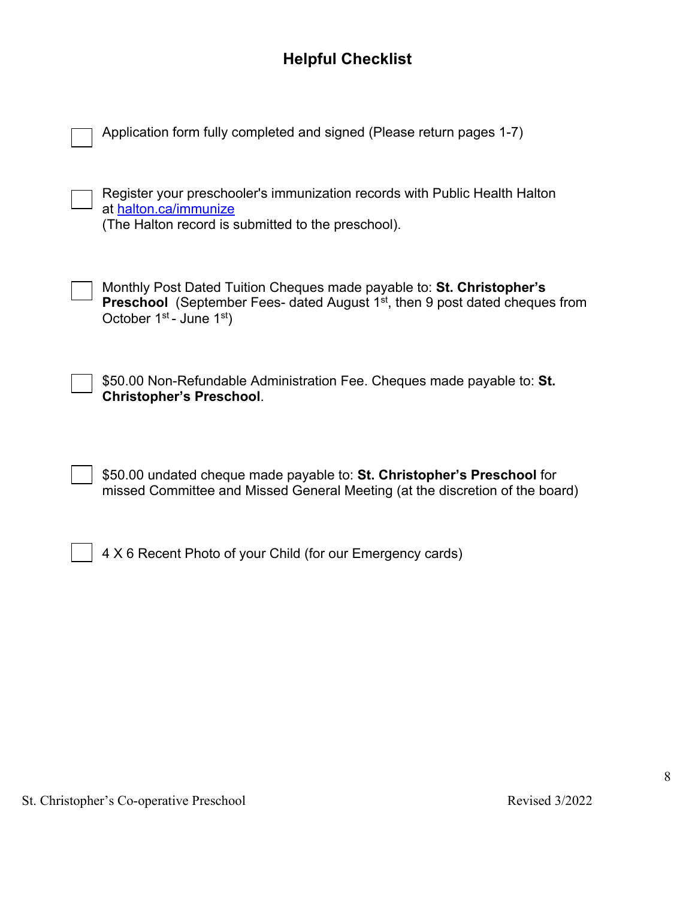# Helpful Checklist

- [ ] Application form fully completed and signed (Please return pages 1-7)

- [ ] Register your preschooler's immunization records with Public Health Halton at halton.ca/immunize (The Halton record is submitted to the preschool).

- [ ] Monthly Post Dated Tuition Cheques made payable to: **St. Christopher's Preschool** (September Fees- dated August 1st, then 9 post dated cheques from October 1st - June 1st)

- [ ] $50.00 Non-Refundable Administration Fee. Cheques made payable to: **St. Christopher's Preschool**.

- [ ] $50.00 undated cheque made payable to: **St. Christopher's Preschool** for missed Committee and Missed General Meeting (at the discretion of the board)

- [ ] 4 X 6 Recent Photo of your Child (for our Emergency cards)